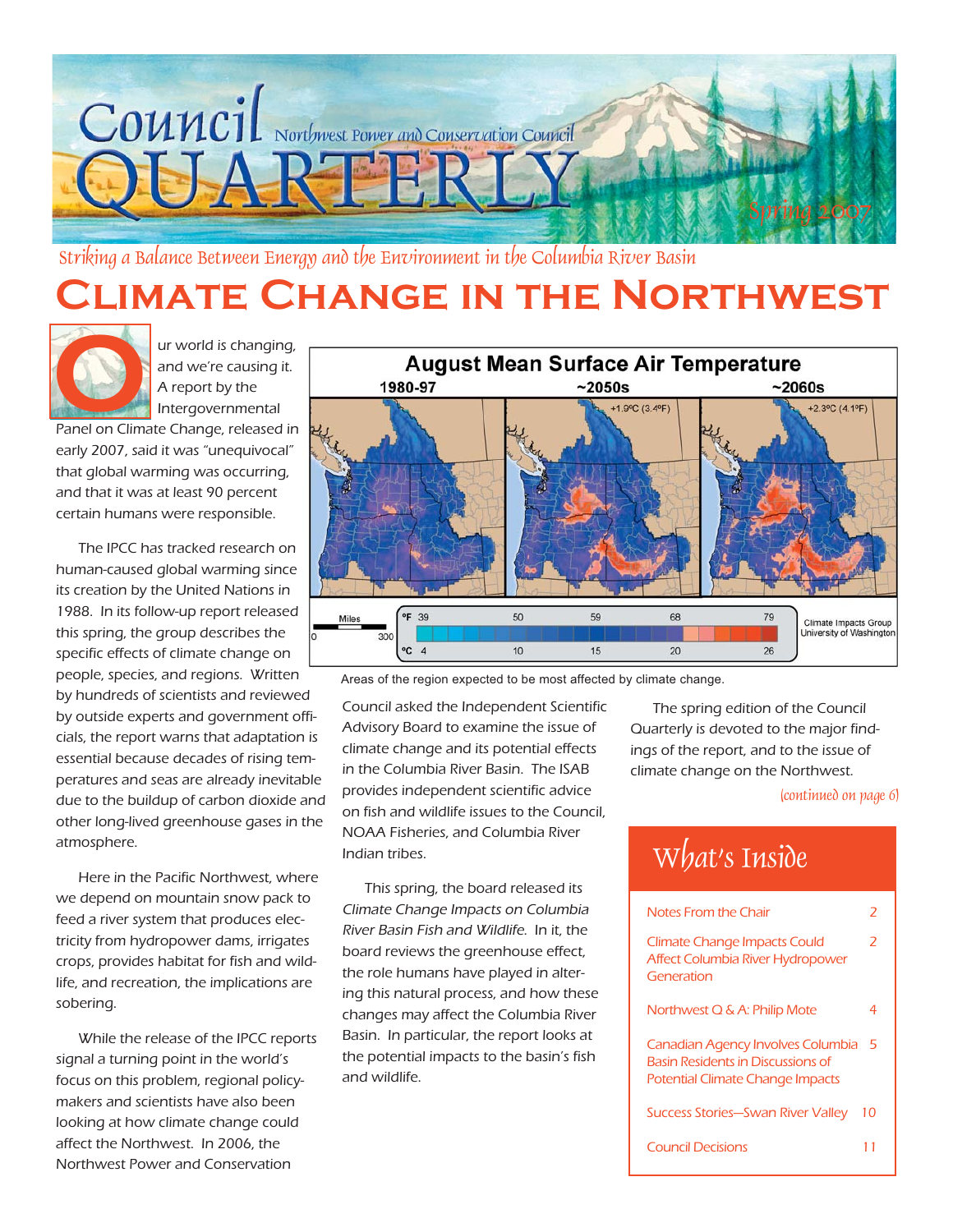# Council Quarterly

Northwest Power and Conservation Council

Spring 2007

*Striking a Balance Between Energy and the Environment in the Columbia River Basin*

# Climate Change in the Northwest

Our world is changing, and we're causing it. A report by the Intergovernmental Panel on Climate Change, released in early 2007, said it was "unequivocal" that global warming was occurring, and that it was at least 90 percent certain humans were responsible.

The IPCC has tracked research on human-caused global warming since its creation by the United Nations in 1988. In its follow-up report released this spring, the group describes the specific effects of climate change on people, species, and regions. Written by hundreds of scientists and reviewed by outside experts and government officials, the report warns that adaptation is essential because decades of rising temperatures and seas are already inevitable due to the buildup of carbon dioxide and other long-lived greenhouse gases in the atmosphere.

Here in the Pacific Northwest, where we depend on mountain snow pack to feed a river system that produces electricity from hydropower dams, irrigates crops, provides habitat for fish and wildlife, and recreation, the implications are sobering.

While the release of the IPCC reports signal a turning point in the world's focus on this problem, regional policymakers and scientists have also been looking at how climate change could affect the Northwest. In 2006, the Northwest Power and Conservation Council asked the Independent Scientific Advisory Board to examine the issue of climate change and its potential effects in the Columbia River Basin. The ISAB provides independent scientific advice on fish and wildlife issues to the Council, NOAA Fisheries, and Columbia River Indian tribes.

This spring, the board released its *Climate Change Impacts on Columbia River Basin Fish and Wildlife*. In it, the board reviews the greenhouse effect, the role humans have played in altering this natural process, and how these changes may affect the Columbia River Basin. In particular, the report looks at the potential impacts to the basin's fish and wildlife.

**August Mean Surface Air Temperature**

1980-97 | ~2050s (+1.9°C (3.4°F)) | ~2060s (+2.3°C (4.1°F))

Miles 0–300; °F 39, 50, 59, 68, 79; °C 4, 10, 15, 20, 26

Climate Impacts Group, University of Washington

Areas of the region expected to be most affected by climate change.

The spring edition of the Council Quarterly is devoted to the major findings of the report, and to the issue of climate change on the Northwest.

*(continued on page 6)*

## What's Inside

- Notes From the Chair — 2
- Climate Change Impacts Could Affect Columbia River Hydropower Generation — 2
- Northwest Q & A: Philip Mote — 4
- Canadian Agency Involves Columbia Basin Residents in Discussions of Potential Climate Change Impacts — 5
- Success Stories—Swan River Valley — 10
- Council Decisions — 11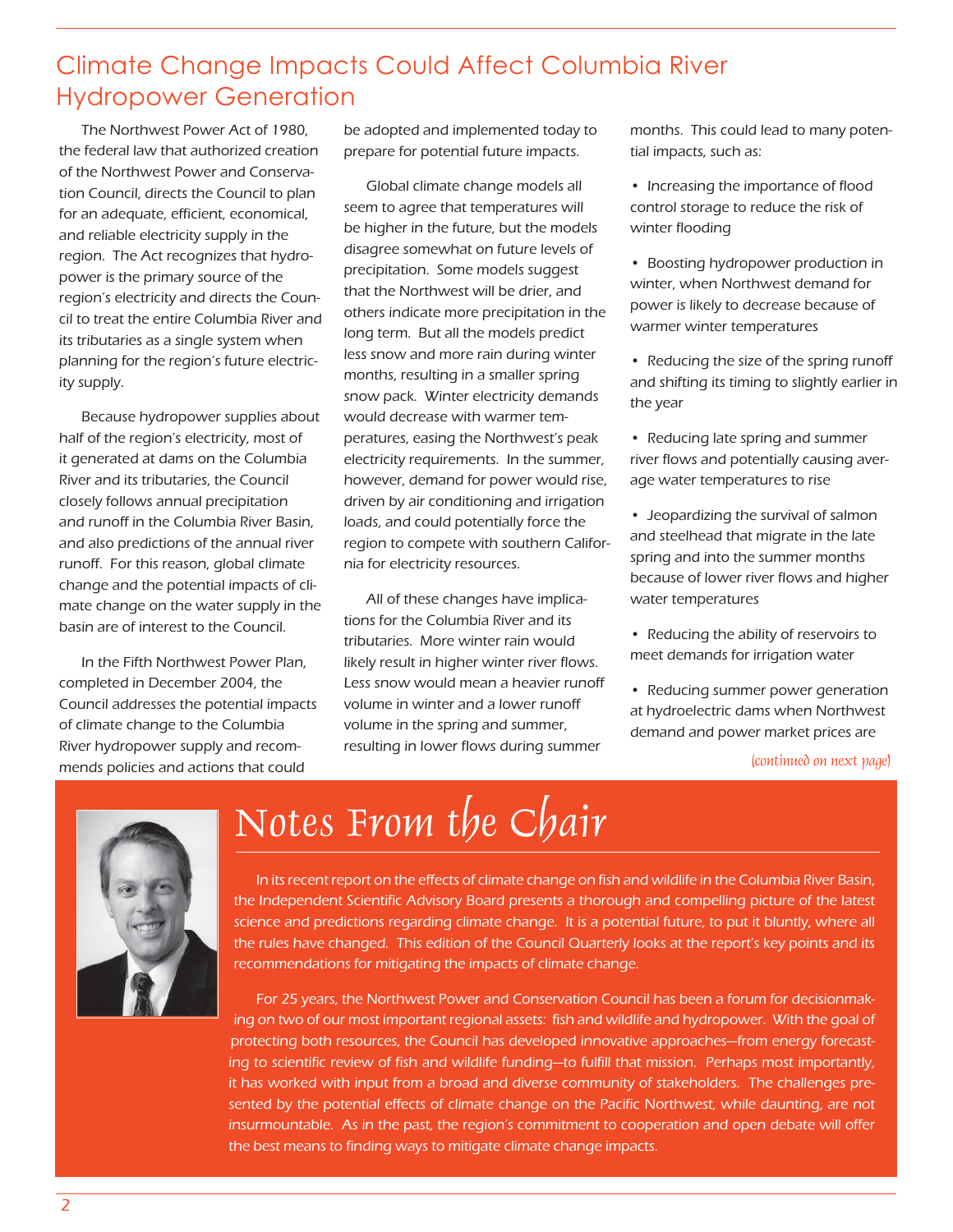## Climate Change Impacts Could Affect Columbia River Hydropower Generation

The Northwest Power Act of 1980, the federal law that authorized creation of the Northwest Power and Conservation Council, directs the Council to plan for an adequate, efficient, economical, and reliable electricity supply in the region. The Act recognizes that hydropower is the primary source of the region's electricity and directs the Council to treat the entire Columbia River and its tributaries as a single system when planning for the region's future electricity supply.

Because hydropower supplies about half of the region's electricity, most of it generated at dams on the Columbia River and its tributaries, the Council closely follows annual precipitation and runoff in the Columbia River Basin, and also predictions of the annual river runoff. For this reason, global climate change and the potential impacts of climate change on the water supply in the basin are of interest to the Council.

In the Fifth Northwest Power Plan, completed in December 2004, the Council addresses the potential impacts of climate change to the Columbia River hydropower supply and recommends policies and actions that could be adopted and implemented today to prepare for potential future impacts.

Global climate change models all seem to agree that temperatures will be higher in the future, but the models disagree somewhat on future levels of precipitation. Some models suggest that the Northwest will be drier, and others indicate more precipitation in the long term. But all the models predict less snow and more rain during winter months, resulting in a smaller spring snow pack. Winter electricity demands would decrease with warmer temperatures, easing the Northwest's peak electricity requirements. In the summer, however, demand for power would rise, driven by air conditioning and irrigation loads, and could potentially force the region to compete with southern California for electricity resources.

All of these changes have implications for the Columbia River and its tributaries. More winter rain would likely result in higher winter river flows. Less snow would mean a heavier runoff volume in winter and a lower runoff volume in the spring and summer, resulting in lower flows during summer months. This could lead to many potential impacts, such as:

- Increasing the importance of flood control storage to reduce the risk of winter flooding
- Boosting hydropower production in winter, when Northwest demand for power is likely to decrease because of warmer winter temperatures
- Reducing the size of the spring runoff and shifting its timing to slightly earlier in the year
- Reducing late spring and summer river flows and potentially causing average water temperatures to rise
- Jeopardizing the survival of salmon and steelhead that migrate in the late spring and into the summer months because of lower river flows and higher water temperatures
- Reducing the ability of reservoirs to meet demands for irrigation water
- Reducing summer power generation at hydroelectric dams when Northwest demand and power market prices are

*(continued on next page)*

## Notes From the Chair

In its recent report on the effects of climate change on fish and wildlife in the Columbia River Basin, the Independent Scientific Advisory Board presents a thorough and compelling picture of the latest science and predictions regarding climate change. It is a potential future, to put it bluntly, where all the rules have changed. This edition of the Council Quarterly looks at the report's key points and its recommendations for mitigating the impacts of climate change.

For 25 years, the Northwest Power and Conservation Council has been a forum for decisionmaking on two of our most important regional assets: fish and wildlife and hydropower. With the goal of protecting both resources, the Council has developed innovative approaches—from energy forecasting to scientific review of fish and wildlife funding—to fulfill that mission. Perhaps most importantly, it has worked with input from a broad and diverse community of stakeholders. The challenges presented by the potential effects of climate change on the Pacific Northwest, while daunting, are not insurmountable. As in the past, the region's commitment to cooperation and open debate will offer the best means to finding ways to mitigate climate change impacts.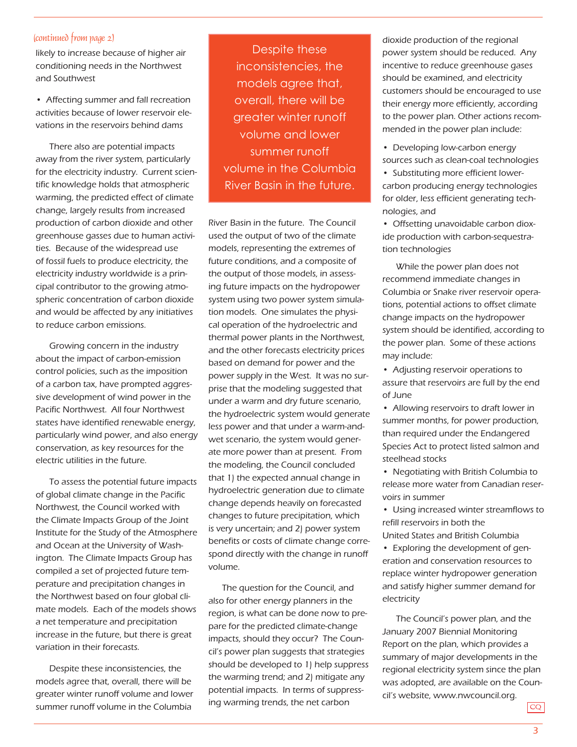*(continued from page 2)*

likely to increase because of higher air conditioning needs in the Northwest and Southwest

- Affecting summer and fall recreation activities because of lower reservoir elevations in the reservoirs behind dams

There also are potential impacts away from the river system, particularly for the electricity industry. Current scientific knowledge holds that atmospheric warming, the predicted effect of climate change, largely results from increased production of carbon dioxide and other greenhouse gasses due to human activities. Because of the widespread use of fossil fuels to produce electricity, the electricity industry worldwide is a principal contributor to the growing atmospheric concentration of carbon dioxide and would be affected by any initiatives to reduce carbon emissions.

Growing concern in the industry about the impact of carbon-emission control policies, such as the imposition of a carbon tax, have prompted aggressive development of wind power in the Pacific Northwest. All four Northwest states have identified renewable energy, particularly wind power, and also energy conservation, as key resources for the electric utilities in the future.

To assess the potential future impacts of global climate change in the Pacific Northwest, the Council worked with the Climate Impacts Group of the Joint Institute for the Study of the Atmosphere and Ocean at the University of Washington. The Climate Impacts Group has compiled a set of projected future temperature and precipitation changes in the Northwest based on four global climate models. Each of the models shows a net temperature and precipitation increase in the future, but there is great variation in their forecasts.

Despite these inconsistencies, the models agree that, overall, there will be greater winter runoff volume and lower summer runoff volume in the Columbia River Basin in the future. The Council used the output of two of the climate models, representing the extremes of future conditions, and a composite of the output of those models, in assessing future impacts on the hydropower system using two power system simulation models. One simulates the physical operation of the hydroelectric and thermal power plants in the Northwest, and the other forecasts electricity prices based on demand for power and the power supply in the West. It was no surprise that the modeling suggested that under a warm and dry future scenario, the hydroelectric system would generate less power and that under a warm-and-wet scenario, the system would generate more power than at present. From the modeling, the Council concluded that 1) the expected annual change in hydroelectric generation due to climate change depends heavily on forecasted changes to future precipitation, which is very uncertain; and 2) power system benefits or costs of climate change correspond directly with the change in runoff volume.

> Despite these inconsistencies, the models agree that, overall, there will be greater winter runoff volume and lower summer runoff volume in the Columbia River Basin in the future.

The question for the Council, and also for other energy planners in the region, is what can be done now to prepare for the predicted climate-change impacts, should they occur? The Council's power plan suggests that strategies should be developed to 1) help suppress the warming trend; and 2) mitigate any potential impacts. In terms of suppressing warming trends, the net carbon dioxide production of the regional power system should be reduced. Any incentive to reduce greenhouse gases should be examined, and electricity customers should be encouraged to use their energy more efficiently, according to the power plan. Other actions recommended in the power plan include:

- Developing low-carbon energy sources such as clean-coal technologies
- Substituting more efficient lower-carbon producing energy technologies for older, less efficient generating technologies, and
- Offsetting unavoidable carbon dioxide production with carbon-sequestration technologies

While the power plan does not recommend immediate changes in Columbia or Snake river reservoir operations, potential actions to offset climate change impacts on the hydropower system should be identified, according to the power plan. Some of these actions may include:

- Adjusting reservoir operations to assure that reservoirs are full by the end of June
- Allowing reservoirs to draft lower in summer months, for power production, than required under the Endangered Species Act to protect listed salmon and steelhead stocks
- Negotiating with British Columbia to release more water from Canadian reservoirs in summer
- Using increased winter streamflows to refill reservoirs in both the United States and British Columbia
- Exploring the development of generation and conservation resources to replace winter hydropower generation and satisfy higher summer demand for electricity

The Council's power plan, and the January 2007 Biennial Monitoring Report on the plan, which provides a summary of major developments in the regional electricity system since the plan was adopted, are available on the Council's website, www.nwcouncil.org.

CQ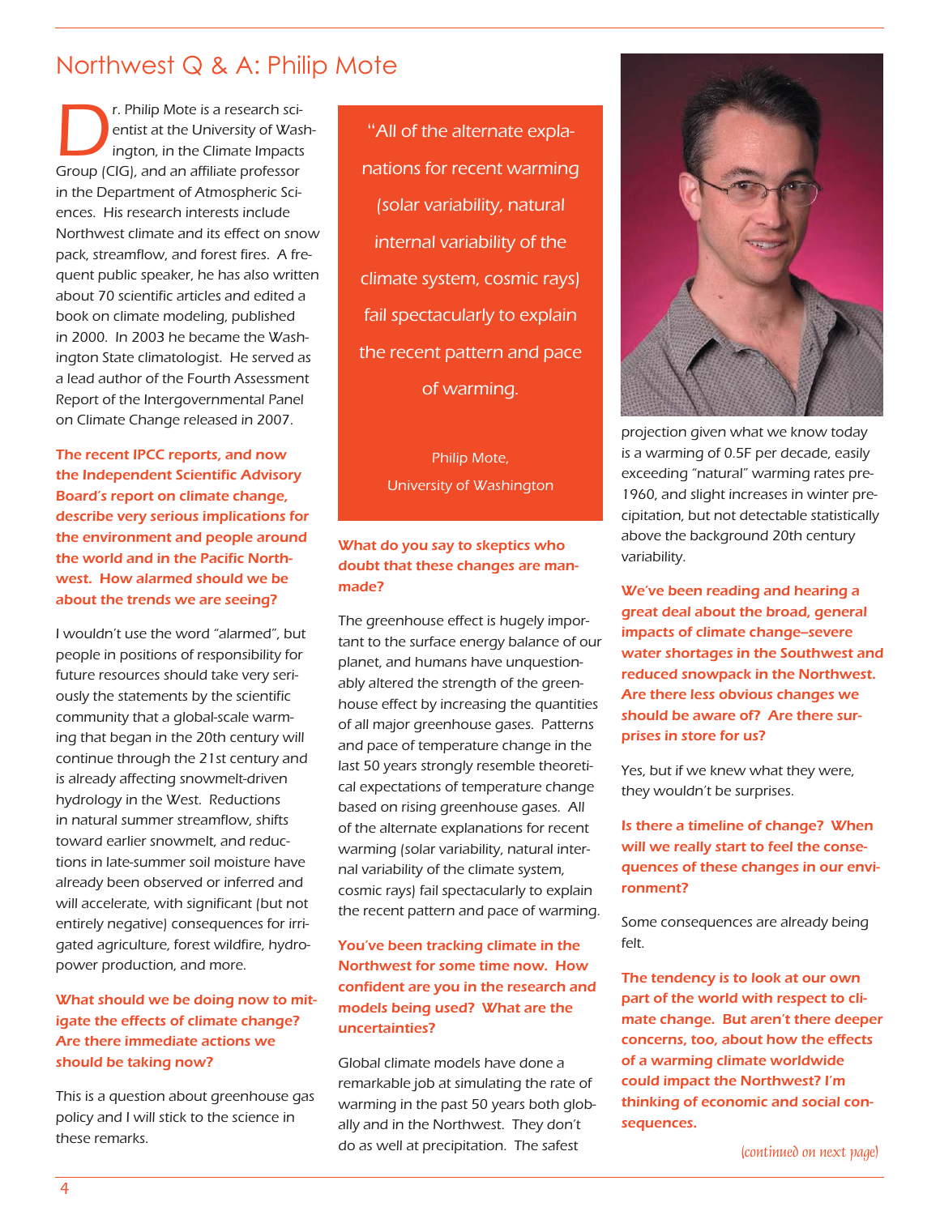# Northwest Q & A: Philip Mote

Dr. Philip Mote is a research scientist at the University of Washington, in the Climate Impacts Group (CIG), and an affiliate professor in the Department of Atmospheric Sciences. His research interests include Northwest climate and its effect on snow pack, streamflow, and forest fires. A frequent public speaker, he has also written about 70 scientific articles and edited a book on climate modeling, published in 2000. In 2003 he became the Washington State climatologist. He served as a lead author of the Fourth Assessment Report of the Intergovernmental Panel on Climate Change released in 2007.

> "All of the alternate explanations for recent warming (solar variability, natural internal variability of the climate system, cosmic rays) fail spectacularly to explain the recent pattern and pace of warming.
>
> Philip Mote,
> University of Washington

**The recent IPCC reports, and now the Independent Scientific Advisory Board's report on climate change, describe very serious implications for the environment and people around the world and in the Pacific Northwest. How alarmed should we be about the trends we are seeing?**

I wouldn't use the word "alarmed", but people in positions of responsibility for future resources should take very seriously the statements by the scientific community that a global-scale warming that began in the 20th century will continue through the 21st century and is already affecting snowmelt-driven hydrology in the West. Reductions in natural summer streamflow, shifts toward earlier snowmelt, and reductions in late-summer soil moisture have already been observed or inferred and will accelerate, with significant (but not entirely negative) consequences for irrigated agriculture, forest wildfire, hydropower production, and more.

**What should we be doing now to mitigate the effects of climate change? Are there immediate actions we should be taking now?**

This is a question about greenhouse gas policy and I will stick to the science in these remarks.

**What do you say to skeptics who doubt that these changes are man-made?**

The greenhouse effect is hugely important to the surface energy balance of our planet, and humans have unquestionably altered the strength of the greenhouse effect by increasing the quantities of all major greenhouse gases. Patterns and pace of temperature change in the last 50 years strongly resemble theoretical expectations of temperature change based on rising greenhouse gases. All of the alternate explanations for recent warming (solar variability, natural internal variability of the climate system, cosmic rays) fail spectacularly to explain the recent pattern and pace of warming.

**You've been tracking climate in the Northwest for some time now. How confident are you in the research and models being used? What are the uncertainties?**

Global climate models have done a remarkable job at simulating the rate of warming in the past 50 years both globally and in the Northwest. They don't do as well at precipitation. The safest projection given what we know today is a warming of 0.5F per decade, easily exceeding "natural" warming rates pre-1960, and slight increases in winter precipitation, but not detectable statistically above the background 20th century variability.

**We've been reading and hearing a great deal about the broad, general impacts of climate change–severe water shortages in the Southwest and reduced snowpack in the Northwest. Are there less obvious changes we should be aware of? Are there surprises in store for us?**

Yes, but if we knew what they were, they wouldn't be surprises.

**Is there a timeline of change? When will we really start to feel the consequences of these changes in our environment?**

Some consequences are already being felt.

**The tendency is to look at our own part of the world with respect to climate change. But aren't there deeper concerns, too, about how the effects of a warming climate worldwide could impact the Northwest? I'm thinking of economic and social consequences.**

*(continued on next page)*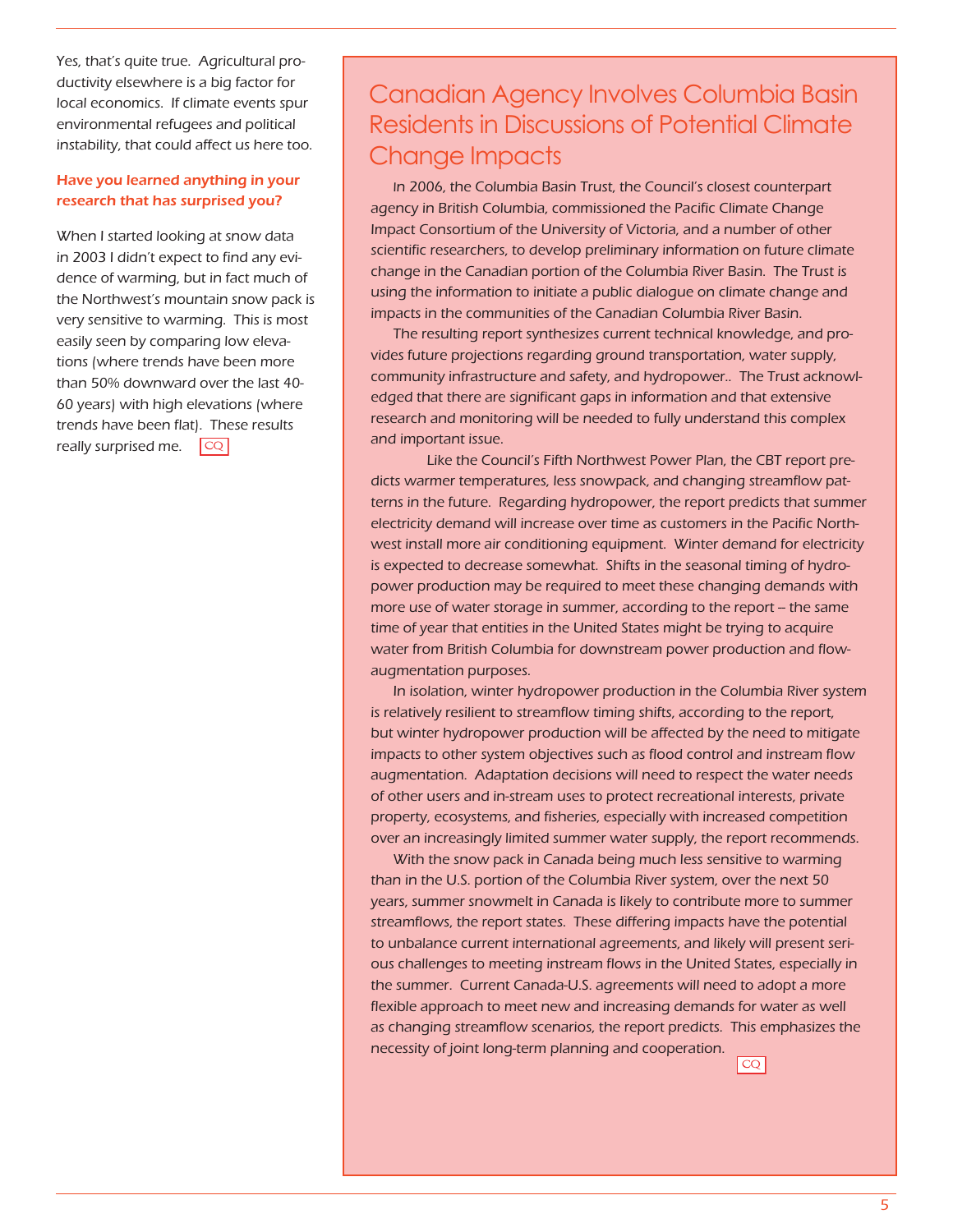Yes, that's quite true. Agricultural productivity elsewhere is a big factor for local economics. If climate events spur environmental refugees and political instability, that could affect us here too.

**Have you learned anything in your research that has surprised you?**

When I started looking at snow data in 2003 I didn't expect to find any evidence of warming, but in fact much of the Northwest's mountain snow pack is very sensitive to warming. This is most easily seen by comparing low elevations (where trends have been more than 50% downward over the last 40-60 years) with high elevations (where trends have been flat). These results really surprised me. CQ

## Canadian Agency Involves Columbia Basin Residents in Discussions of Potential Climate Change Impacts

In 2006, the Columbia Basin Trust, the Council's closest counterpart agency in British Columbia, commissioned the Pacific Climate Change Impact Consortium of the University of Victoria, and a number of other scientific researchers, to develop preliminary information on future climate change in the Canadian portion of the Columbia River Basin. The Trust is using the information to initiate a public dialogue on climate change and impacts in the communities of the Canadian Columbia River Basin.

The resulting report synthesizes current technical knowledge, and provides future projections regarding ground transportation, water supply, community infrastructure and safety, and hydropower.. The Trust acknowledged that there are significant gaps in information and that extensive research and monitoring will be needed to fully understand this complex and important issue.

Like the Council's Fifth Northwest Power Plan, the CBT report predicts warmer temperatures, less snowpack, and changing streamflow patterns in the future. Regarding hydropower, the report predicts that summer electricity demand will increase over time as customers in the Pacific Northwest install more air conditioning equipment. Winter demand for electricity is expected to decrease somewhat. Shifts in the seasonal timing of hydropower production may be required to meet these changing demands with more use of water storage in summer, according to the report – the same time of year that entities in the United States might be trying to acquire water from British Columbia for downstream power production and flow-augmentation purposes.

In isolation, winter hydropower production in the Columbia River system is relatively resilient to streamflow timing shifts, according to the report, but winter hydropower production will be affected by the need to mitigate impacts to other system objectives such as flood control and instream flow augmentation. Adaptation decisions will need to respect the water needs of other users and in-stream uses to protect recreational interests, private property, ecosystems, and fisheries, especially with increased competition over an increasingly limited summer water supply, the report recommends.

With the snow pack in Canada being much less sensitive to warming than in the U.S. portion of the Columbia River system, over the next 50 years, summer snowmelt in Canada is likely to contribute more to summer streamflows, the report states. These differing impacts have the potential to unbalance current international agreements, and likely will present serious challenges to meeting instream flows in the United States, especially in the summer. Current Canada-U.S. agreements will need to adopt a more flexible approach to meet new and increasing demands for water as well as changing streamflow scenarios, the report predicts. This emphasizes the necessity of joint long-term planning and cooperation. CQ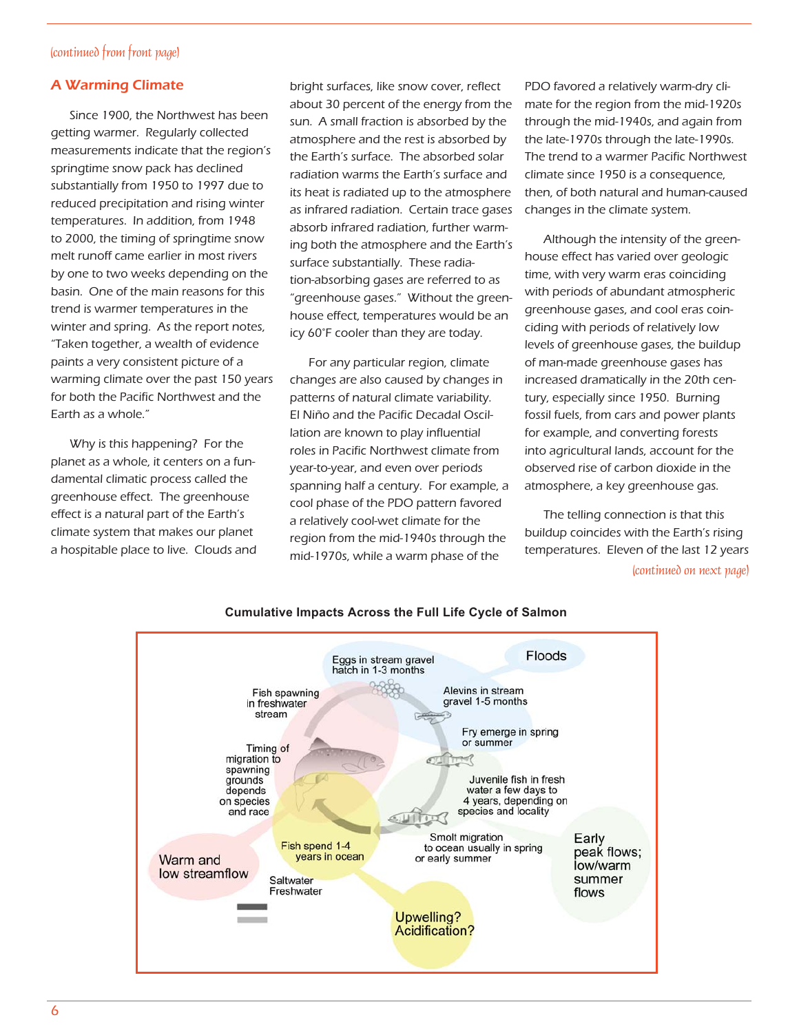*(continued from front page)*

## A Warming Climate

Since 1900, the Northwest has been getting warmer. Regularly collected measurements indicate that the region's springtime snow pack has declined substantially from 1950 to 1997 due to reduced precipitation and rising winter temperatures. In addition, from 1948 to 2000, the timing of springtime snow melt runoff came earlier in most rivers by one to two weeks depending on the basin. One of the main reasons for this trend is warmer temperatures in the winter and spring. As the report notes, "Taken together, a wealth of evidence paints a very consistent picture of a warming climate over the past 150 years for both the Pacific Northwest and the Earth as a whole."

Why is this happening? For the planet as a whole, it centers on a fundamental climatic process called the greenhouse effect. The greenhouse effect is a natural part of the Earth's climate system that makes our planet a hospitable place to live. Clouds and bright surfaces, like snow cover, reflect about 30 percent of the energy from the sun. A small fraction is absorbed by the atmosphere and the rest is absorbed by the Earth's surface. The absorbed solar radiation warms the Earth's surface and its heat is radiated up to the atmosphere as infrared radiation. Certain trace gases absorb infrared radiation, further warming both the atmosphere and the Earth's surface substantially. These radiation-absorbing gases are referred to as "greenhouse gases." Without the greenhouse effect, temperatures would be an icy 60°F cooler than they are today.

For any particular region, climate changes are also caused by changes in patterns of natural climate variability. El Niño and the Pacific Decadal Oscillation are known to play influential roles in Pacific Northwest climate from year-to-year, and even over periods spanning half a century. For example, a cool phase of the PDO pattern favored a relatively cool-wet climate for the region from the mid-1940s through the mid-1970s, while a warm phase of the PDO favored a relatively warm-dry climate for the region from the mid-1920s through the mid-1940s, and again from the late-1970s through the late-1990s. The trend to a warmer Pacific Northwest climate since 1950 is a consequence, then, of both natural and human-caused changes in the climate system.

Although the intensity of the greenhouse effect has varied over geologic time, with very warm eras coinciding with periods of abundant atmospheric greenhouse gases, and cool eras coinciding with periods of relatively low levels of greenhouse gases, the buildup of man-made greenhouse gases has increased dramatically in the 20th century, especially since 1950. Burning fossil fuels, from cars and power plants for example, and converting forests into agricultural lands, account for the observed rise of carbon dioxide in the atmosphere, a key greenhouse gas.

The telling connection is that this buildup coincides with the Earth's rising temperatures. Eleven of the last 12 years

*(continued on next page)*

**Cumulative Impacts Across the Full Life Cycle of Salmon**

Floods

Eggs in stream gravel hatch in 1-3 months

Alevins in stream gravel 1-5 months

Fry emerge in spring or summer

Juvenile fish in fresh water a few days to 4 years, depending on species and locality

Smolt migration to ocean usually in spring or early summer

Early peak flows; low/warm summer flows

Upwelling? Acidification?

Fish spend 1-4 years in ocean

Saltwater
Freshwater

Warm and low streamflow

Timing of migration to spawning grounds depends on species and race

Fish spawning in freshwater stream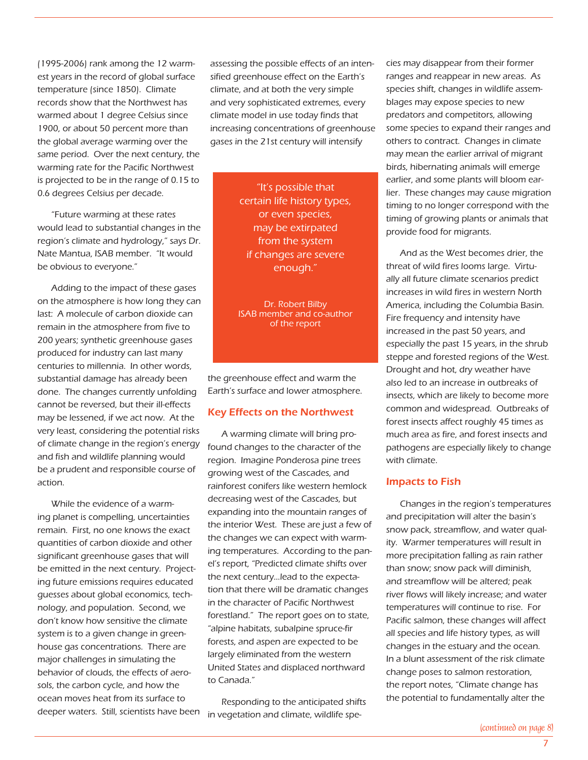(1995-2006) rank among the 12 warmest years in the record of global surface temperature (since 1850). Climate records show that the Northwest has warmed about 1 degree Celsius since 1900, or about 50 percent more than the global average warming over the same period. Over the next century, the warming rate for the Pacific Northwest is projected to be in the range of 0.15 to 0.6 degrees Celsius per decade.

"Future warming at these rates would lead to substantial changes in the region's climate and hydrology," says Dr. Nate Mantua, ISAB member. "It would be obvious to everyone."

Adding to the impact of these gases on the atmosphere is how long they can last: A molecule of carbon dioxide can remain in the atmosphere from five to 200 years; synthetic greenhouse gases produced for industry can last many centuries to millennia. In other words, substantial damage has already been done. The changes currently unfolding cannot be reversed, but their ill-effects may be lessened, if we act now. At the very least, considering the potential risks of climate change in the region's energy and fish and wildlife planning would be a prudent and responsible course of action.

While the evidence of a warming planet is compelling, uncertainties remain. First, no one knows the exact quantities of carbon dioxide and other significant greenhouse gases that will be emitted in the next century. Projecting future emissions requires educated guesses about global economics, technology, and population. Second, we don't know how sensitive the climate system is to a given change in greenhouse gas concentrations. There are major challenges in simulating the behavior of clouds, the effects of aerosols, the carbon cycle, and how the ocean moves heat from its surface to deeper waters. Still, scientists have been assessing the possible effects of an intensified greenhouse effect on the Earth's climate, and at both the very simple and very sophisticated extremes, every climate model in use today finds that increasing concentrations of greenhouse gases in the 21st century will intensify the greenhouse effect and warm the Earth's surface and lower atmosphere.

> "It's possible that certain life history types, or even species, may be extirpated from the system if changes are severe enough."
>
> Dr. Robert Bilby
> ISAB member and co-author of the report

## Key Effects on the Northwest

A warming climate will bring profound changes to the character of the region. Imagine Ponderosa pine trees growing west of the Cascades, and rainforest conifers like western hemlock decreasing west of the Cascades, but expanding into the mountain ranges of the interior West. These are just a few of the changes we can expect with warming temperatures. According to the panel's report, "Predicted climate shifts over the next century...lead to the expectation that there will be dramatic changes in the character of Pacific Northwest forestland." The report goes on to state, "alpine habitats, subalpine spruce-fir forests, and aspen are expected to be largely eliminated from the western United States and displaced northward to Canada."

Responding to the anticipated shifts in vegetation and climate, wildlife species may disappear from their former ranges and reappear in new areas. As species shift, changes in wildlife assemblages may expose species to new predators and competitors, allowing some species to expand their ranges and others to contract. Changes in climate may mean the earlier arrival of migrant birds, hibernating animals will emerge earlier, and some plants will bloom earlier. These changes may cause migration timing to no longer correspond with the timing of growing plants or animals that provide food for migrants.

And as the West becomes drier, the threat of wild fires looms large. Virtually all future climate scenarios predict increases in wild fires in western North America, including the Columbia Basin. Fire frequency and intensity have increased in the past 50 years, and especially the past 15 years, in the shrub steppe and forested regions of the West. Drought and hot, dry weather have also led to an increase in outbreaks of insects, which are likely to become more common and widespread. Outbreaks of forest insects affect roughly 45 times as much area as fire, and forest insects and pathogens are especially likely to change with climate.

## Impacts to Fish

Changes in the region's temperatures and precipitation will alter the basin's snow pack, streamflow, and water quality. Warmer temperatures will result in more precipitation falling as rain rather than snow; snow pack will diminish, and streamflow will be altered; peak river flows will likely increase; and water temperatures will continue to rise. For Pacific salmon, these changes will affect all species and life history types, as will changes in the estuary and the ocean. In a blunt assessment of the risk climate change poses to salmon restoration, the report notes, "Climate change has the potential to fundamentally alter the

*(continued on page 8)*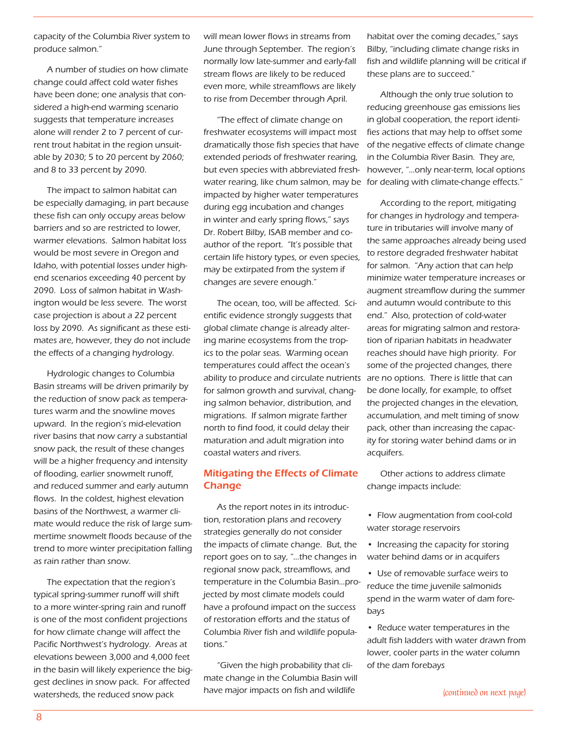capacity of the Columbia River system to produce salmon."

A number of studies on how climate change could affect cold water fishes have been done; one analysis that considered a high-end warming scenario suggests that temperature increases alone will render 2 to 7 percent of current trout habitat in the region unsuitable by 2030; 5 to 20 percent by 2060; and 8 to 33 percent by 2090.

The impact to salmon habitat can be especially damaging, in part because these fish can only occupy areas below barriers and so are restricted to lower, warmer elevations. Salmon habitat loss would be most severe in Oregon and Idaho, with potential losses under high-end scenarios exceeding 40 percent by 2090. Loss of salmon habitat in Washington would be less severe. The worst case projection is about a 22 percent loss by 2090. As significant as these estimates are, however, they do not include the effects of a changing hydrology.

Hydrologic changes to Columbia Basin streams will be driven primarily by the reduction of snow pack as temperatures warm and the snowline moves upward. In the region's mid-elevation river basins that now carry a substantial snow pack, the result of these changes will be a higher frequency and intensity of flooding, earlier snowmelt runoff, and reduced summer and early autumn flows. In the coldest, highest elevation basins of the Northwest, a warmer climate would reduce the risk of large summertime snowmelt floods because of the trend to more winter precipitation falling as rain rather than snow.

The expectation that the region's typical spring-summer runoff will shift to a more winter-spring rain and runoff is one of the most confident projections for how climate change will affect the Pacific Northwest's hydrology. Areas at elevations beween 3,000 and 4,000 feet in the basin will likely experience the biggest declines in snow pack. For affected watersheds, the reduced snow pack will mean lower flows in streams from June through September. The region's normally low late-summer and early-fall stream flows are likely to be reduced even more, while streamflows are likely to rise from December through April.

"The effect of climate change on freshwater ecosystems will impact most dramatically those fish species that have extended periods of freshwater rearing, but even species with abbreviated freshwater rearing, like chum salmon, may be impacted by higher water temperatures during egg incubation and changes in winter and early spring flows," says Dr. Robert Bilby, ISAB member and co-author of the report. "It's possible that certain life history types, or even species, may be extirpated from the system if changes are severe enough."

The ocean, too, will be affected. Scientific evidence strongly suggests that global climate change is already altering marine ecosystems from the tropics to the polar seas. Warming ocean temperatures could affect the ocean's ability to produce and circulate nutrients for salmon growth and survival, changing salmon behavior, distribution, and migrations. If salmon migrate farther north to find food, it could delay their maturation and adult migration into coastal waters and rivers.

## Mitigating the Effects of Climate Change

As the report notes in its introduction, restoration plans and recovery strategies generally do not consider the impacts of climate change. But, the report goes on to say, "...the changes in regional snow pack, streamflows, and temperature in the Columbia Basin...projected by most climate models could have a profound impact on the success of restoration efforts and the status of Columbia River fish and wildlife populations."

"Given the high probability that climate change in the Columbia Basin will have major impacts on fish and wildlife habitat over the coming decades," says Bilby, "including climate change risks in fish and wildlife planning will be critical if these plans are to succeed."

Although the only true solution to reducing greenhouse gas emissions lies in global cooperation, the report identifies actions that may help to offset some of the negative effects of climate change in the Columbia River Basin. They are, however, "...only near-term, local options for dealing with climate-change effects."

According to the report, mitigating for changes in hydrology and temperature in tributaries will involve many of the same approaches already being used to restore degraded freshwater habitat for salmon. "Any action that can help minimize water temperature increases or augment streamflow during the summer and autumn would contribute to this end." Also, protection of cold-water areas for migrating salmon and restoration of riparian habitats in headwater reaches should have high priority. For some of the projected changes, there are no options. There is little that can be done locally, for example, to offset the projected changes in the elevation, accumulation, and melt timing of snow pack, other than increasing the capacity for storing water behind dams or in acquifers.

Other actions to address climate change impacts include:

- Flow augmentation from cool-cold water storage reservoirs
- Increasing the capacity for storing water behind dams or in acquifers
- Use of removable surface weirs to reduce the time juvenile salmonids spend in the warm water of dam forebays
- Reduce water temperatures in the adult fish ladders with water drawn from lower, cooler parts in the water column of the dam forebays

*(continued on next page)*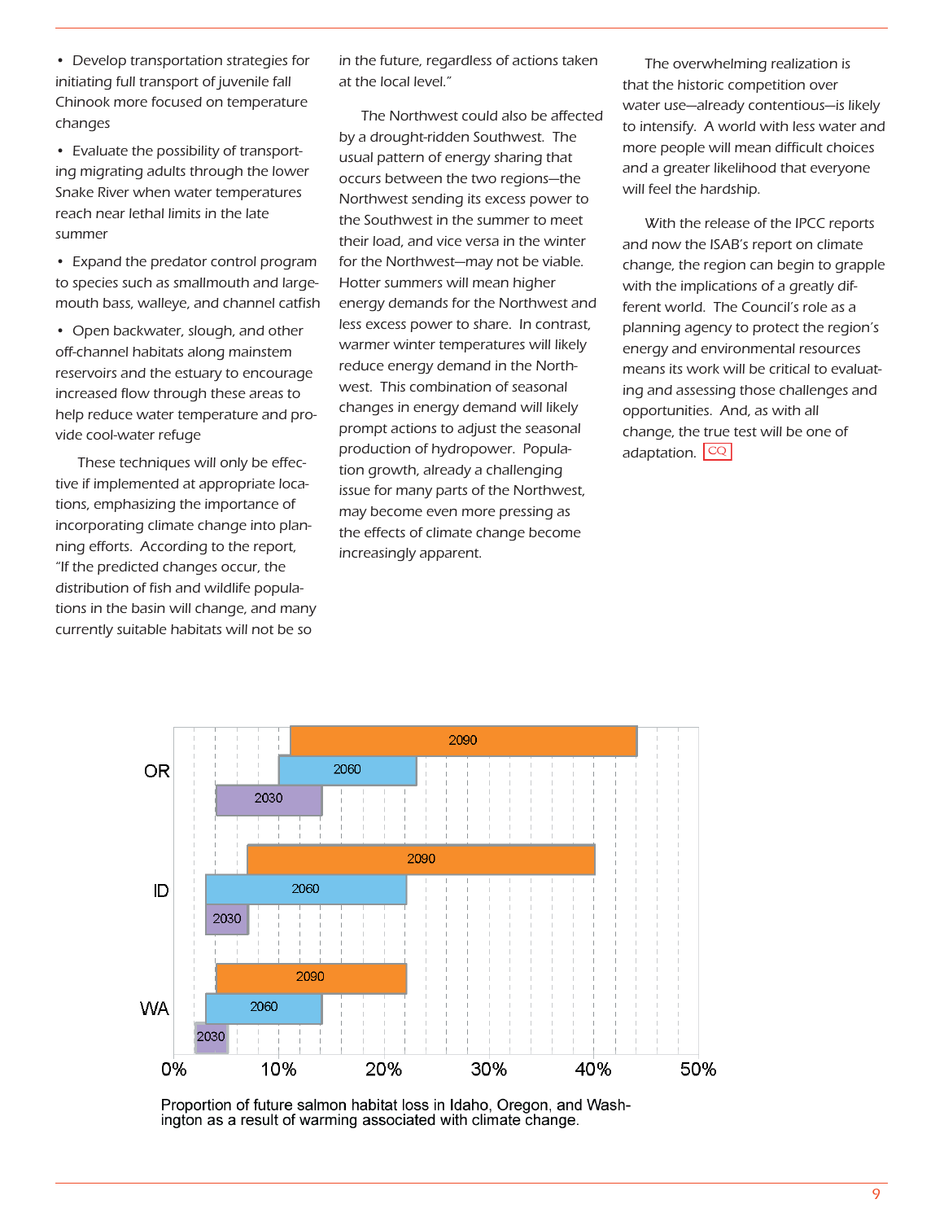- Develop transportation strategies for initiating full transport of juvenile fall Chinook more focused on temperature changes
- Evaluate the possibility of transporting migrating adults through the lower Snake River when water temperatures reach near lethal limits in the late summer
- Expand the predator control program to species such as smallmouth and largemouth bass, walleye, and channel catfish
- Open backwater, slough, and other off-channel habitats along mainstem reservoirs and the estuary to encourage increased flow through these areas to help reduce water temperature and provide cool-water refuge

These techniques will only be effective if implemented at appropriate locations, emphasizing the importance of incorporating climate change into planning efforts. According to the report, "If the predicted changes occur, the distribution of fish and wildlife populations in the basin will change, and many currently suitable habitats will not be so in the future, regardless of actions taken at the local level."

The Northwest could also be affected by a drought-ridden Southwest. The usual pattern of energy sharing that occurs between the two regions—the Northwest sending its excess power to the Southwest in the summer to meet their load, and vice versa in the winter for the Northwest—may not be viable. Hotter summers will mean higher energy demands for the Northwest and less excess power to share. In contrast, warmer winter temperatures will likely reduce energy demand in the Northwest. This combination of seasonal changes in energy demand will likely prompt actions to adjust the seasonal production of hydropower. Population growth, already a challenging issue for many parts of the Northwest, may become even more pressing as the effects of climate change become increasingly apparent.

The overwhelming realization is that the historic competition over water use—already contentious—is likely to intensify. A world with less water and more people will mean difficult choices and a greater likelihood that everyone will feel the hardship.

With the release of the IPCC reports and now the ISAB's report on climate change, the region can begin to grapple with the implications of a greatly different world. The Council's role as a planning agency to protect the region's energy and environmental resources means its work will be critical to evaluating and assessing those challenges and opportunities. And, as with all change, the true test will be one of adaptation. CQ

Proportion of future salmon habitat loss in Idaho, Oregon, and Washington as a result of warming associated with climate change.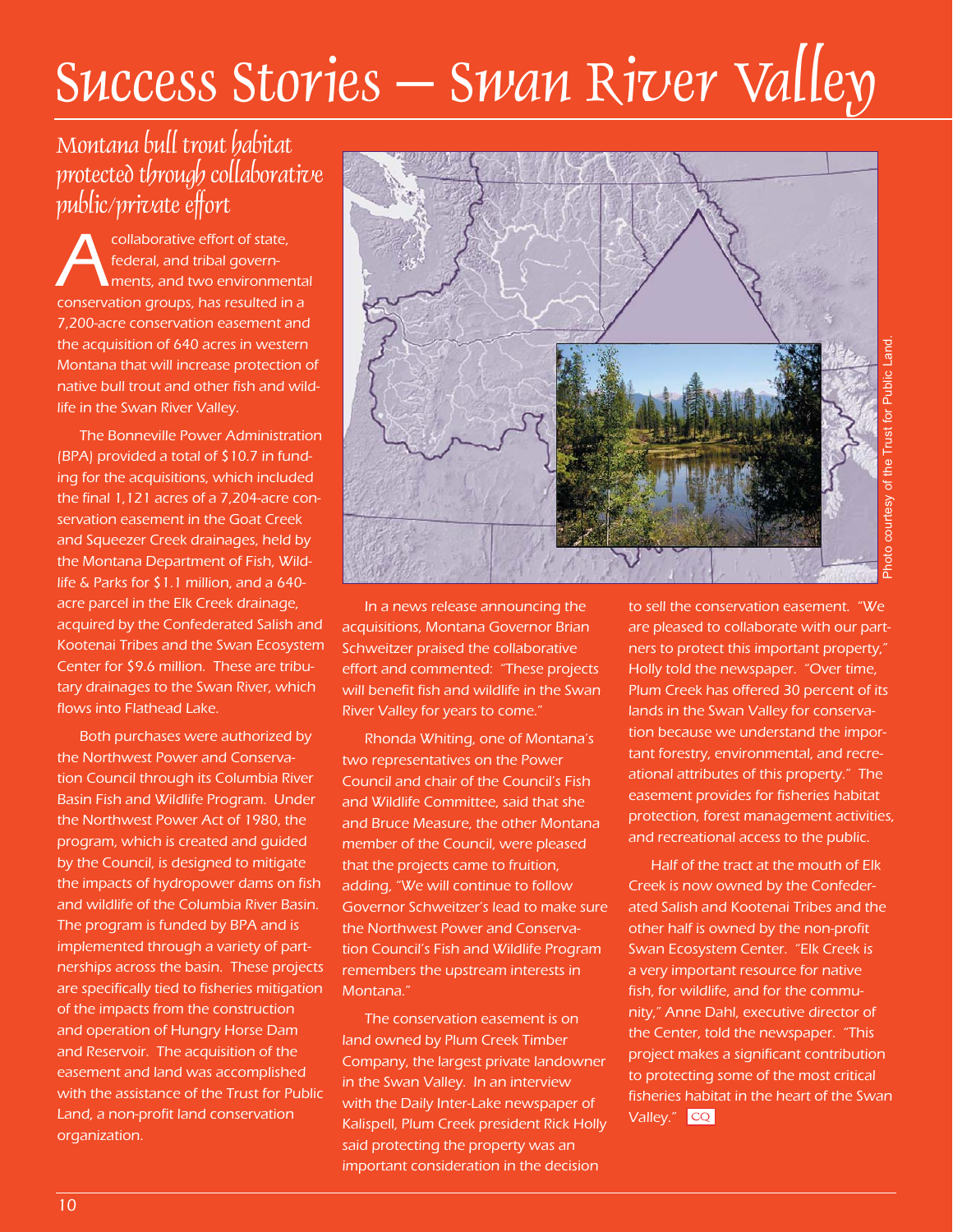# Success Stories — Swan River Valley

## Montana bull trout habitat protected through collaborative public/private effort

A collaborative effort of state, federal, and tribal governments, and two environmental conservation groups, has resulted in a 7,200-acre conservation easement and the acquisition of 640 acres in western Montana that will increase protection of native bull trout and other fish and wildlife in the Swan River Valley.

The Bonneville Power Administration (BPA) provided a total of $10.7 in funding for the acquisitions, which included the final 1,121 acres of a 7,204-acre conservation easement in the Goat Creek and Squeezer Creek drainages, held by the Montana Department of Fish, Wildlife & Parks for $1.1 million, and a 640-acre parcel in the Elk Creek drainage, acquired by the Confederated Salish and Kootenai Tribes and the Swan Ecosystem Center for $9.6 million. These are tributary drainages to the Swan River, which flows into Flathead Lake.

Both purchases were authorized by the Northwest Power and Conservation Council through its Columbia River Basin Fish and Wildlife Program. Under the Northwest Power Act of 1980, the program, which is created and guided by the Council, is designed to mitigate the impacts of hydropower dams on fish and wildlife of the Columbia River Basin. The program is funded by BPA and is implemented through a variety of partnerships across the basin. These projects are specifically tied to fisheries mitigation of the impacts from the construction and operation of Hungry Horse Dam and Reservoir. The acquisition of the easement and land was accomplished with the assistance of the Trust for Public Land, a non-profit land conservation organization.

Photo courtesy of the Trust for Public Land.

In a news release announcing the acquisitions, Montana Governor Brian Schweitzer praised the collaborative effort and commented: "These projects will benefit fish and wildlife in the Swan River Valley for years to come."

Rhonda Whiting, one of Montana's two representatives on the Power Council and chair of the Council's Fish and Wildlife Committee, said that she and Bruce Measure, the other Montana member of the Council, were pleased that the projects came to fruition, adding, "We will continue to follow Governor Schweitzer's lead to make sure the Northwest Power and Conservation Council's Fish and Wildlife Program remembers the upstream interests in Montana."

The conservation easement is on land owned by Plum Creek Timber Company, the largest private landowner in the Swan Valley. In an interview with the Daily Inter-Lake newspaper of Kalispell, Plum Creek president Rick Holly said protecting the property was an important consideration in the decision to sell the conservation easement. "We are pleased to collaborate with our partners to protect this important property," Holly told the newspaper. "Over time, Plum Creek has offered 30 percent of its lands in the Swan Valley for conservation because we understand the important forestry, environmental, and recreational attributes of this property." The easement provides for fisheries habitat protection, forest management activities, and recreational access to the public.

Half of the tract at the mouth of Elk Creek is now owned by the Confederated Salish and Kootenai Tribes and the other half is owned by the non-profit Swan Ecosystem Center. "Elk Creek is a very important resource for native fish, for wildlife, and for the community," Anne Dahl, executive director of the Center, told the newspaper. "This project makes a significant contribution to protecting some of the most critical fisheries habitat in the heart of the Swan Valley." CQ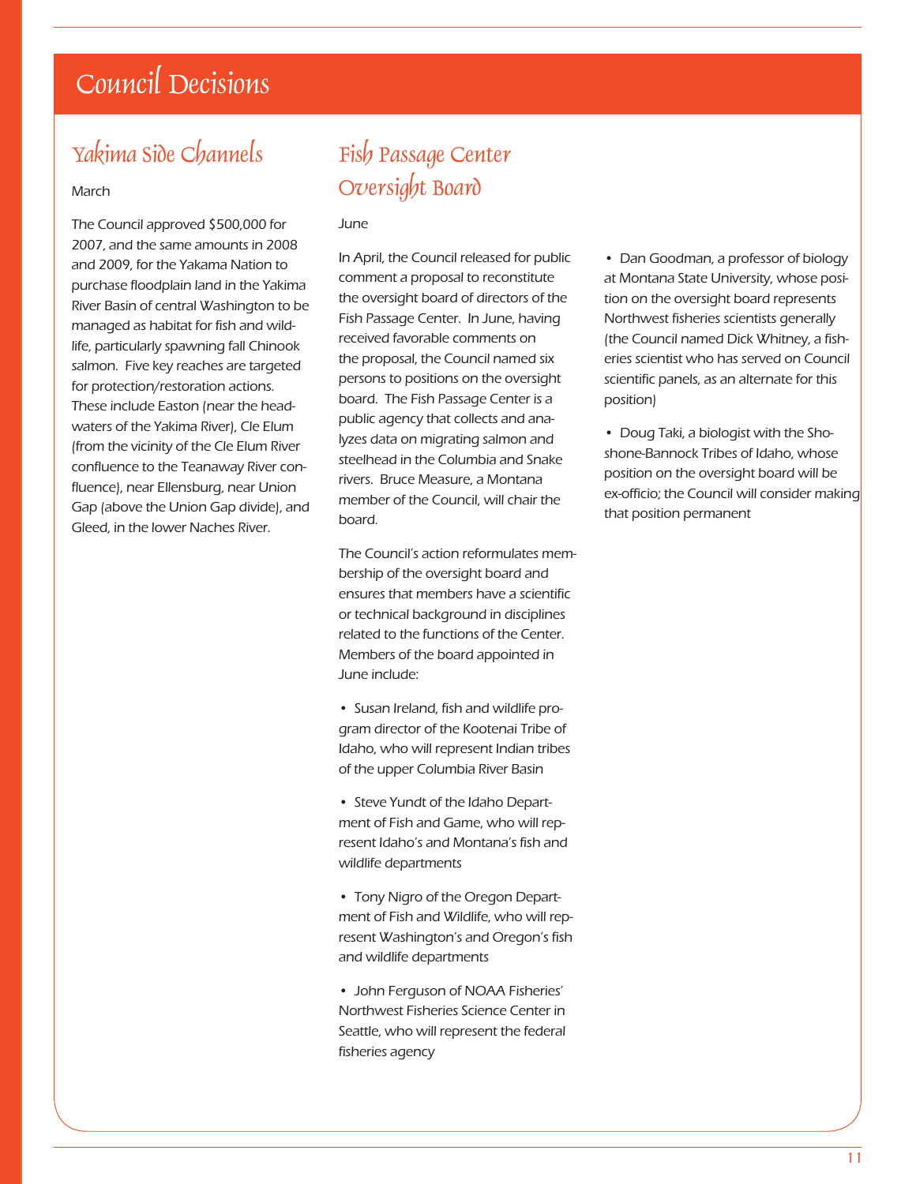# Council Decisions

## Yakima Side Channels

March

The Council approved $500,000 for 2007, and the same amounts in 2008 and 2009, for the Yakama Nation to purchase floodplain land in the Yakima River Basin of central Washington to be managed as habitat for fish and wildlife, particularly spawning fall Chinook salmon. Five key reaches are targeted for protection/restoration actions. These include Easton (near the headwaters of the Yakima River), Cle Elum (from the vicinity of the Cle Elum River confluence to the Teanaway River confluence), near Ellensburg, near Union Gap (above the Union Gap divide), and Gleed, in the lower Naches River.

## Fish Passage Center Oversight Board

June

In April, the Council released for public comment a proposal to reconstitute the oversight board of directors of the Fish Passage Center. In June, having received favorable comments on the proposal, the Council named six persons to positions on the oversight board. The Fish Passage Center is a public agency that collects and analyzes data on migrating salmon and steelhead in the Columbia and Snake rivers. Bruce Measure, a Montana member of the Council, will chair the board.

The Council's action reformulates membership of the oversight board and ensures that members have a scientific or technical background in disciplines related to the functions of the Center. Members of the board appointed in June include:

- Susan Ireland, fish and wildlife program director of the Kootenai Tribe of Idaho, who will represent Indian tribes of the upper Columbia River Basin
- Steve Yundt of the Idaho Department of Fish and Game, who will represent Idaho's and Montana's fish and wildlife departments
- Tony Nigro of the Oregon Department of Fish and Wildlife, who will represent Washington's and Oregon's fish and wildlife departments
- John Ferguson of NOAA Fisheries' Northwest Fisheries Science Center in Seattle, who will represent the federal fisheries agency
- Dan Goodman, a professor of biology at Montana State University, whose position on the oversight board represents Northwest fisheries scientists generally (the Council named Dick Whitney, a fisheries scientist who has served on Council scientific panels, as an alternate for this position)
- Doug Taki, a biologist with the Shoshone-Bannock Tribes of Idaho, whose position on the oversight board will be ex-officio; the Council will consider making that position permanent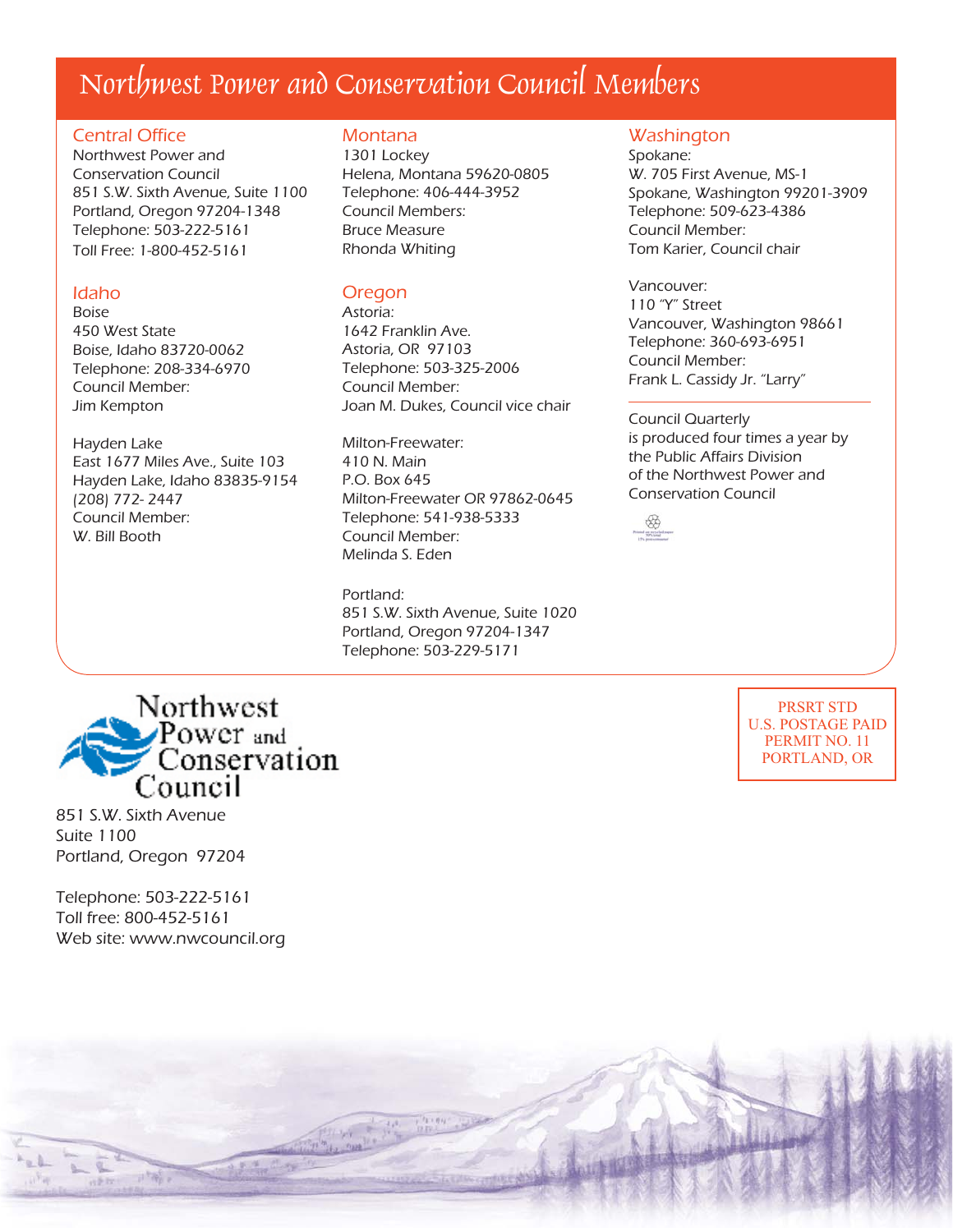# Northwest Power and Conservation Council Members

## Central Office

Northwest Power and
Conservation Council
851 S.W. Sixth Avenue, Suite 1100
Portland, Oregon 97204-1348
Telephone: 503-222-5161
Toll Free: 1-800-452-5161

## Idaho

Boise
450 West State
Boise, Idaho 83720-0062
Telephone: 208-334-6970
Council Member:
Jim Kempton

Hayden Lake
East 1677 Miles Ave., Suite 103
Hayden Lake, Idaho 83835-9154
(208) 772- 2447
Council Member:
W. Bill Booth

## Montana

1301 Lockey
Helena, Montana 59620-0805
Telephone: 406-444-3952
Council Members:
Bruce Measure
Rhonda Whiting

## Oregon

Astoria:
1642 Franklin Ave.
Astoria, OR 97103
Telephone: 503-325-2006
Council Member:
Joan M. Dukes, Council vice chair

Milton-Freewater:
410 N. Main
P.O. Box 645
Milton-Freewater OR 97862-0645
Telephone: 541-938-5333
Council Member:
Melinda S. Eden

Portland:
851 S.W. Sixth Avenue, Suite 1020
Portland, Oregon 97204-1347
Telephone: 503-229-5171

## Washington

Spokane:
W. 705 First Avenue, MS-1
Spokane, Washington 99201-3909
Telephone: 509-623-4386
Council Member:
Tom Karier, Council chair

Vancouver:
110 "Y" Street
Vancouver, Washington 98661
Telephone: 360-693-6951
Council Member:
Frank L. Cassidy Jr. "Larry"

---

Council Quarterly
is produced four times a year by
the Public Affairs Division
of the Northwest Power and
Conservation Council

Northwest Power and Conservation Council

851 S.W. Sixth Avenue
Suite 1100
Portland, Oregon 97204

Telephone: 503-222-5161
Toll free: 800-452-5161
Web site: www.nwcouncil.org

PRSRT STD
U.S. POSTAGE PAID
PERMIT NO. 11
PORTLAND, OR